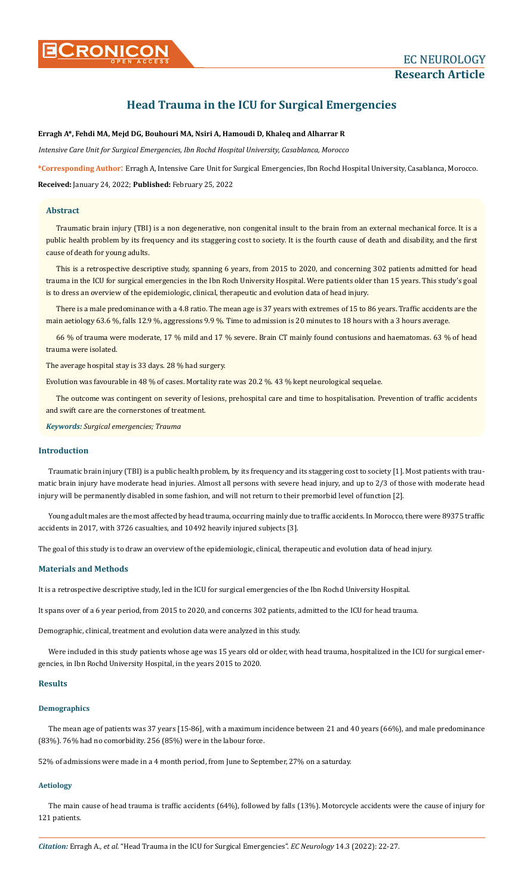# Head Trauma in the ICU for Surgical Emergencies

**Erragh A\*, Fehdi MA, Mejd DG, Bouhouri MA, Nsiri A, Hamoudi D, Khaleq and Alharrar R**

*Intensive Care Unit for Surgical Emergencies, Ibn Rochd Hospital University, Casablanca, Morocco*

**\*Corresponding Author:** Erragh A, Intensive Care Unit for Surgical Emergencies, Ibn Rochd Hospital University, Casablanca, Morocco.

**Received:** January 24, 2022; **Published:** February 25, 2022

## Abstract

Traumatic brain injury (TBI) is a non degenerative, non congenital insult to the brain from an external mechanical force. It is a public health problem by its frequency and its staggering cost to society. It is the fourth cause of death and disability, and the first cause of death for young adults.

This is a retrospective descriptive study, spanning 6 years, from 2015 to 2020, and concerning 302 patients admitted for head trauma in the ICU for surgical emergencies in the Ibn Roch University Hospital. Were patients older than 15 years. This study's goal is to dress an overview of the epidemiologic, clinical, therapeutic and evolution data of head injury.

There is a male predominance with a 4.8 ratio. The mean age is 37 years with extremes of 15 to 86 years. Traffic accidents are the main aetiology 63.6 %, falls 12.9 %, aggressions 9.9 %. Time to admission is 20 minutes to 18 hours with a 3 hours average.

66 % of trauma were moderate, 17 % mild and 17 % severe. Brain CT mainly found contusions and haematomas. 63 % of head trauma were isolated.

The average hospital stay is 33 days. 28 % had surgery.

Evolution was favourable in 48 % of cases. Mortality rate was 20.2 %. 43 % kept neurological sequelae.

The outcome was contingent on severity of lesions, prehospital care and time to hospitalisation. Prevention of traffic accidents and swift care are the cornerstones of treatment.

***Keywords:*** *Surgical emergencies; Trauma*

## Introduction

Traumatic brain injury (TBI) is a public health problem, by its frequency and its staggering cost to society [1]. Most patients with traumatic brain injury have moderate head injuries. Almost all persons with severe head injury, and up to 2/3 of those with moderate head injury will be permanently disabled in some fashion, and will not return to their premorbid level of function [2].

Young adult males are the most affected by head trauma, occurring mainly due to traffic accidents. In Morocco, there were 89375 traffic accidents in 2017, with 3726 casualties, and 10492 heavily injured subjects [3].

The goal of this study is to draw an overview of the epidemiologic, clinical, therapeutic and evolution data of head injury.

## Materials and Methods

It is a retrospective descriptive study, led in the ICU for surgical emergencies of the Ibn Rochd University Hospital.

It spans over of a 6 year period, from 2015 to 2020, and concerns 302 patients, admitted to the ICU for head trauma.

Demographic, clinical, treatment and evolution data were analyzed in this study.

Were included in this study patients whose age was 15 years old or older, with head trauma, hospitalized in the ICU for surgical emergencies, in Ibn Rochd University Hospital, in the years 2015 to 2020.

## Results

### Demographics

The mean age of patients was 37 years [15-86], with a maximum incidence between 21 and 40 years (66%), and male predominance (83%). 76% had no comorbidity. 256 (85%) were in the labour force.

52% of admissions were made in a 4 month period, from June to September, 27% on a saturday.

### Aetiology

The main cause of head trauma is traffic accidents (64%), followed by falls (13%). Motorcycle accidents were the cause of injury for 121 patients.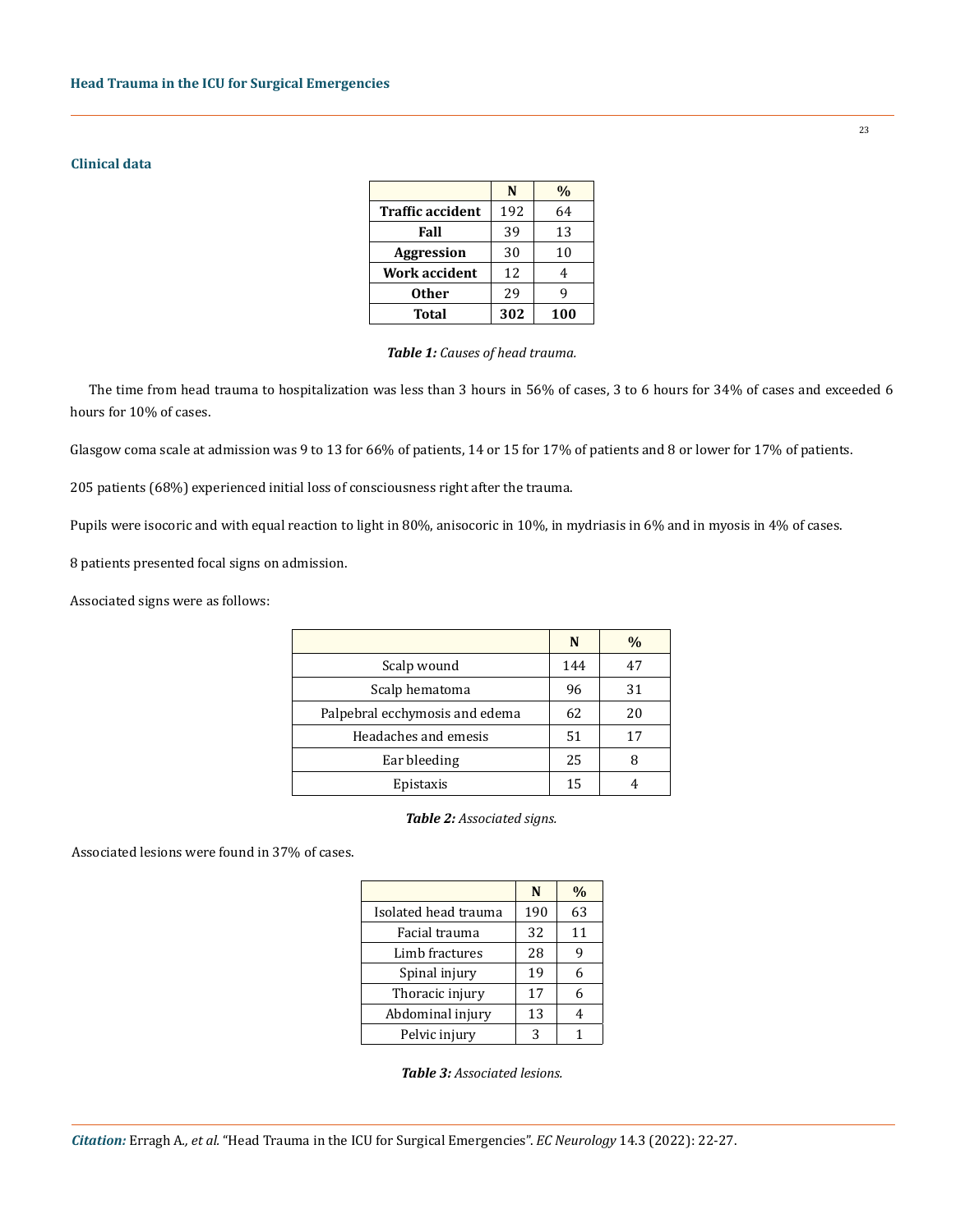## Clinical data

| | N | % |
|---|---|---|
| **Traffic accident** | 192 | 64 |
| **Fall** | 39 | 13 |
| **Aggression** | 30 | 10 |
| **Work accident** | 12 | 4 |
| **Other** | 29 | 9 |
| **Total** | **302** | **100** |

***Table 1:*** *Causes of head trauma.*

The time from head trauma to hospitalization was less than 3 hours in 56% of cases, 3 to 6 hours for 34% of cases and exceeded 6 hours for 10% of cases.

Glasgow coma scale at admission was 9 to 13 for 66% of patients, 14 or 15 for 17% of patients and 8 or lower for 17% of patients.

205 patients (68%) experienced initial loss of consciousness right after the trauma.

Pupils were isocoric and with equal reaction to light in 80%, anisocoric in 10%, in mydriasis in 6% and in myosis in 4% of cases.

8 patients presented focal signs on admission.

Associated signs were as follows:

| | N | % |
|---|---|---|
| Scalp wound | 144 | 47 |
| Scalp hematoma | 96 | 31 |
| Palpebral ecchymosis and edema | 62 | 20 |
| Headaches and emesis | 51 | 17 |
| Ear bleeding | 25 | 8 |
| Epistaxis | 15 | 4 |

***Table 2:*** *Associated signs.*

Associated lesions were found in 37% of cases.

| | N | % |
|---|---|---|
| Isolated head trauma | 190 | 63 |
| Facial trauma | 32 | 11 |
| Limb fractures | 28 | 9 |
| Spinal injury | 19 | 6 |
| Thoracic injury | 17 | 6 |
| Abdominal injury | 13 | 4 |
| Pelvic injury | 3 | 1 |

***Table 3:*** *Associated lesions.*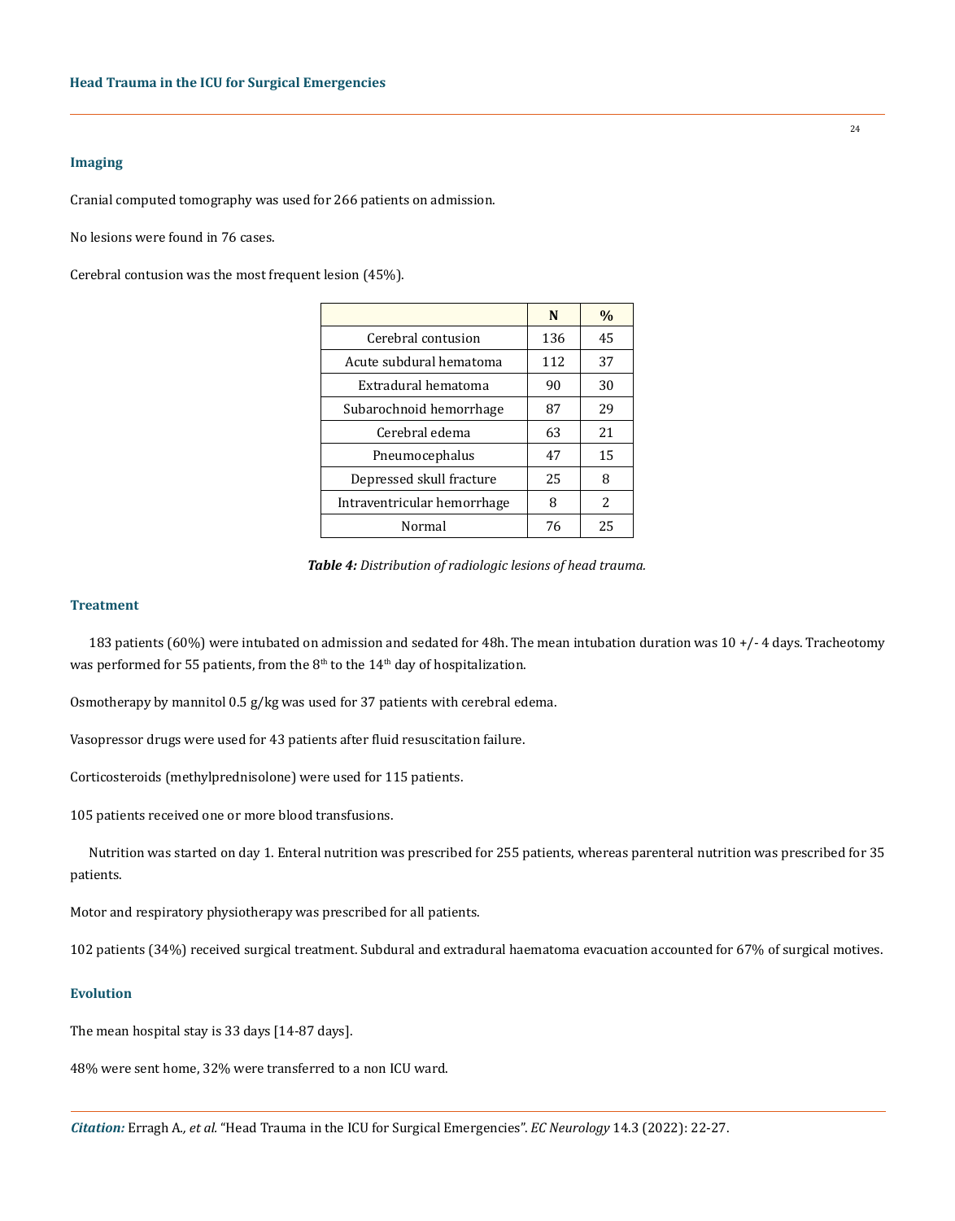### Imaging

Cranial computed tomography was used for 266 patients on admission.

No lesions were found in 76 cases.

Cerebral contusion was the most frequent lesion (45%).

| | N | % |
|---|---|---|
| Cerebral contusion | 136 | 45 |
| Acute subdural hematoma | 112 | 37 |
| Extradural hematoma | 90 | 30 |
| Subarochnoid hemorrhage | 87 | 29 |
| Cerebral edema | 63 | 21 |
| Pneumocephalus | 47 | 15 |
| Depressed skull fracture | 25 | 8 |
| Intraventricular hemorrhage | 8 | 2 |
| Normal | 76 | 25 |

***Table 4:*** *Distribution of radiologic lesions of head trauma.*

### Treatment

183 patients (60%) were intubated on admission and sedated for 48h. The mean intubation duration was 10 +/- 4 days. Tracheotomy was performed for 55 patients, from the 8th to the 14th day of hospitalization.

Osmotherapy by mannitol 0.5 g/kg was used for 37 patients with cerebral edema.

Vasopressor drugs were used for 43 patients after fluid resuscitation failure.

Corticosteroids (methylprednisolone) were used for 115 patients.

105 patients received one or more blood transfusions.

Nutrition was started on day 1. Enteral nutrition was prescribed for 255 patients, whereas parenteral nutrition was prescribed for 35 patients.

Motor and respiratory physiotherapy was prescribed for all patients.

102 patients (34%) received surgical treatment. Subdural and extradural haematoma evacuation accounted for 67% of surgical motives.

### Evolution

The mean hospital stay is 33 days [14-87 days].

48% were sent home, 32% were transferred to a non ICU ward.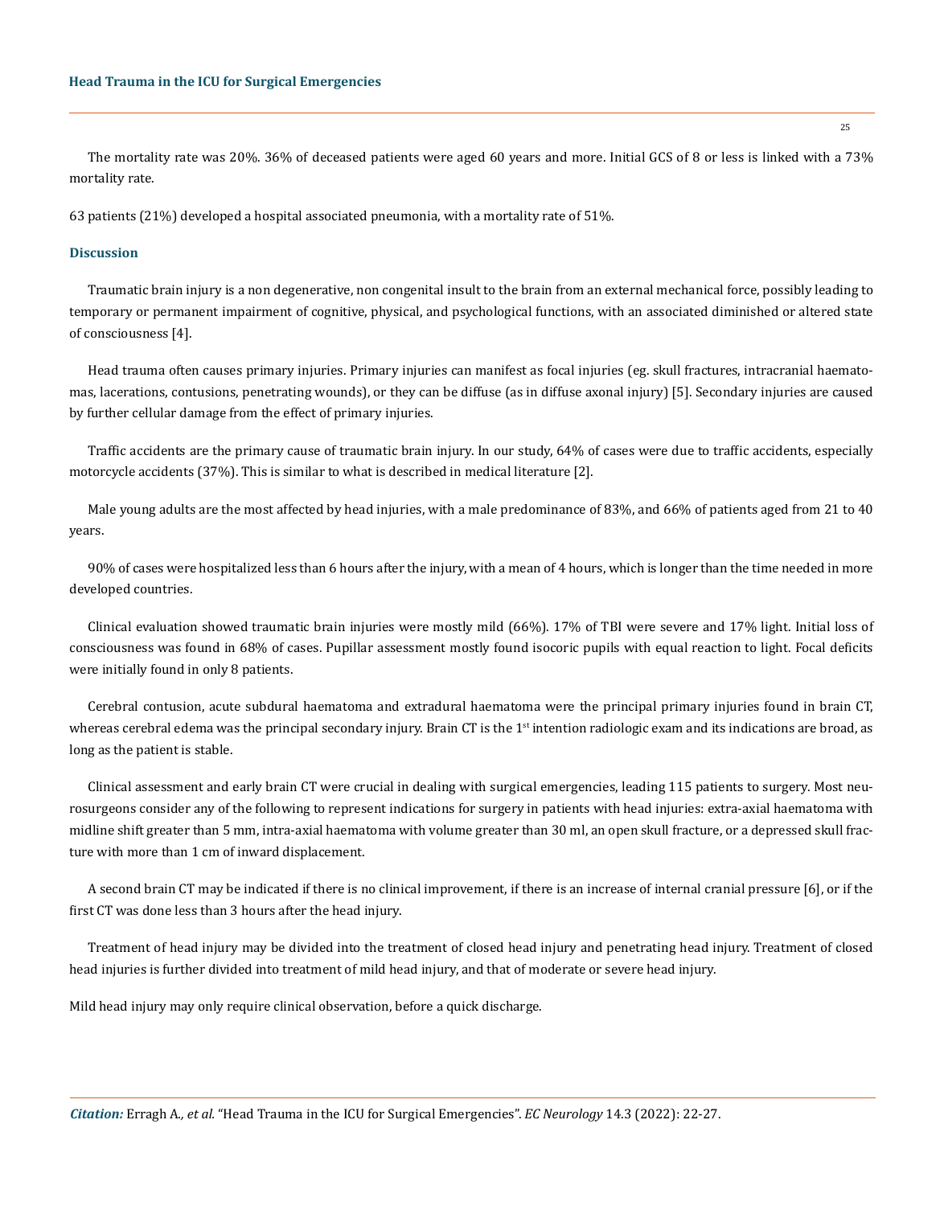The mortality rate was 20%. 36% of deceased patients were aged 60 years and more. Initial GCS of 8 or less is linked with a 73% mortality rate.

63 patients (21%) developed a hospital associated pneumonia, with a mortality rate of 51%.

## Discussion

Traumatic brain injury is a non degenerative, non congenital insult to the brain from an external mechanical force, possibly leading to temporary or permanent impairment of cognitive, physical, and psychological functions, with an associated diminished or altered state of consciousness [4].

Head trauma often causes primary injuries. Primary injuries can manifest as focal injuries (eg. skull fractures, intracranial haematomas, lacerations, contusions, penetrating wounds), or they can be diffuse (as in diffuse axonal injury) [5]. Secondary injuries are caused by further cellular damage from the effect of primary injuries.

Traffic accidents are the primary cause of traumatic brain injury. In our study, 64% of cases were due to traffic accidents, especially motorcycle accidents (37%). This is similar to what is described in medical literature [2].

Male young adults are the most affected by head injuries, with a male predominance of 83%, and 66% of patients aged from 21 to 40 years.

90% of cases were hospitalized less than 6 hours after the injury, with a mean of 4 hours, which is longer than the time needed in more developed countries.

Clinical evaluation showed traumatic brain injuries were mostly mild (66%). 17% of TBI were severe and 17% light. Initial loss of consciousness was found in 68% of cases. Pupillar assessment mostly found isocoric pupils with equal reaction to light. Focal deficits were initially found in only 8 patients.

Cerebral contusion, acute subdural haematoma and extradural haematoma were the principal primary injuries found in brain CT, whereas cerebral edema was the principal secondary injury. Brain CT is the 1st intention radiologic exam and its indications are broad, as long as the patient is stable.

Clinical assessment and early brain CT were crucial in dealing with surgical emergencies, leading 115 patients to surgery. Most neurosurgeons consider any of the following to represent indications for surgery in patients with head injuries: extra-axial haematoma with midline shift greater than 5 mm, intra-axial haematoma with volume greater than 30 ml, an open skull fracture, or a depressed skull fracture with more than 1 cm of inward displacement.

A second brain CT may be indicated if there is no clinical improvement, if there is an increase of internal cranial pressure [6], or if the first CT was done less than 3 hours after the head injury.

Treatment of head injury may be divided into the treatment of closed head injury and penetrating head injury. Treatment of closed head injuries is further divided into treatment of mild head injury, and that of moderate or severe head injury.

Mild head injury may only require clinical observation, before a quick discharge.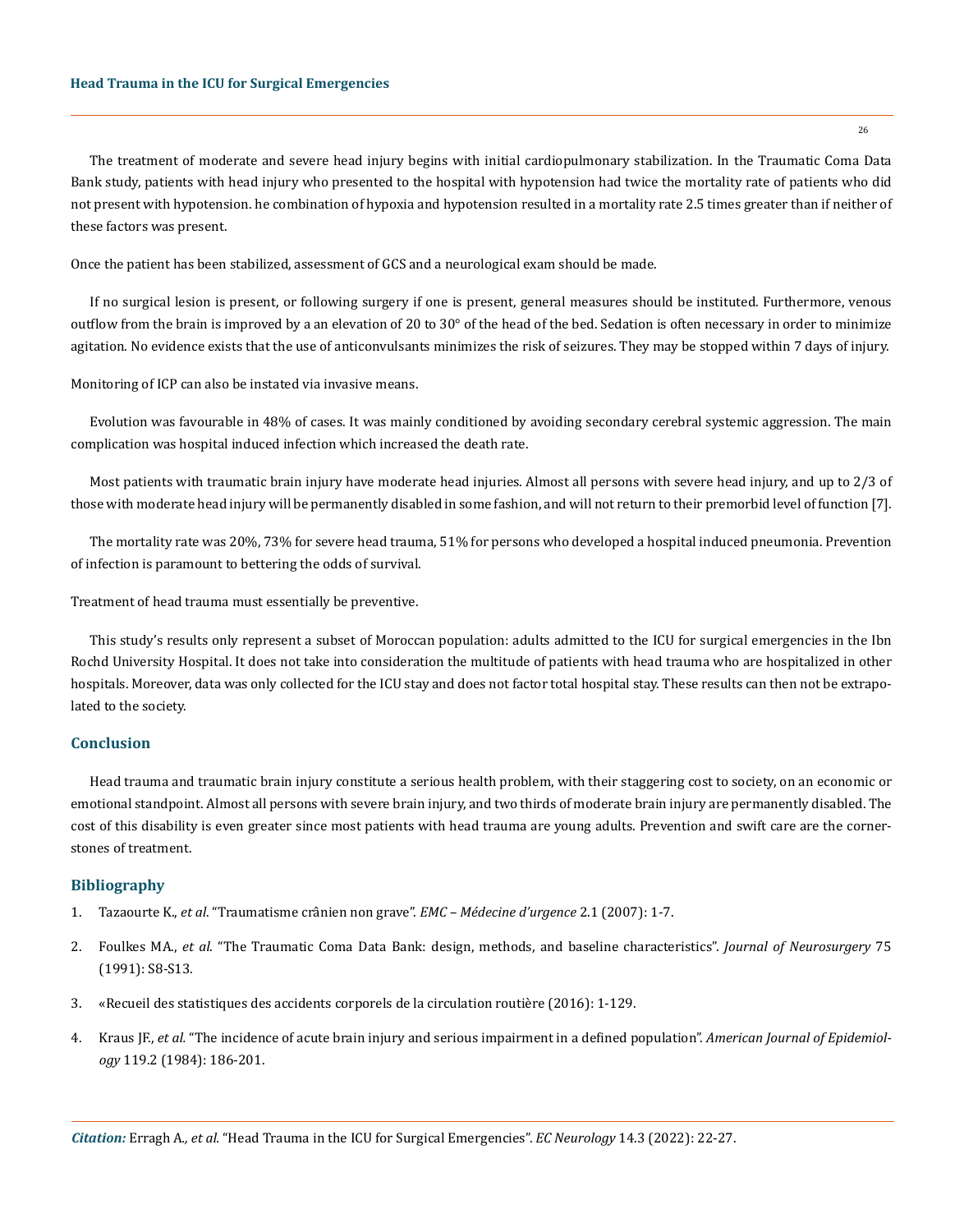The treatment of moderate and severe head injury begins with initial cardiopulmonary stabilization. In the Traumatic Coma Data Bank study, patients with head injury who presented to the hospital with hypotension had twice the mortality rate of patients who did not present with hypotension. he combination of hypoxia and hypotension resulted in a mortality rate 2.5 times greater than if neither of these factors was present.

Once the patient has been stabilized, assessment of GCS and a neurological exam should be made.

If no surgical lesion is present, or following surgery if one is present, general measures should be instituted. Furthermore, venous outflow from the brain is improved by a an elevation of 20 to 30° of the head of the bed. Sedation is often necessary in order to minimize agitation. No evidence exists that the use of anticonvulsants minimizes the risk of seizures. They may be stopped within 7 days of injury.

Monitoring of ICP can also be instated via invasive means.

Evolution was favourable in 48% of cases. It was mainly conditioned by avoiding secondary cerebral systemic aggression. The main complication was hospital induced infection which increased the death rate.

Most patients with traumatic brain injury have moderate head injuries. Almost all persons with severe head injury, and up to 2/3 of those with moderate head injury will be permanently disabled in some fashion, and will not return to their premorbid level of function [7].

The mortality rate was 20%, 73% for severe head trauma, 51% for persons who developed a hospital induced pneumonia. Prevention of infection is paramount to bettering the odds of survival.

Treatment of head trauma must essentially be preventive.

This study's results only represent a subset of Moroccan population: adults admitted to the ICU for surgical emergencies in the Ibn Rochd University Hospital. It does not take into consideration the multitude of patients with head trauma who are hospitalized in other hospitals. Moreover, data was only collected for the ICU stay and does not factor total hospital stay. These results can then not be extrapolated to the society.

## Conclusion

Head trauma and traumatic brain injury constitute a serious health problem, with their staggering cost to society, on an economic or emotional standpoint. Almost all persons with severe brain injury, and two thirds of moderate brain injury are permanently disabled. The cost of this disability is even greater since most patients with head trauma are young adults. Prevention and swift care are the cornerstones of treatment.

## Bibliography

1. Tazaourte K., *et al*. "Traumatisme crânien non grave". *EMC – Médecine d'urgence* 2.1 (2007): 1-7.
2. Foulkes MA., *et al*. "The Traumatic Coma Data Bank: design, methods, and baseline characteristics". *Journal of Neurosurgery* 75 (1991): S8-S13.
3. «Recueil des statistiques des accidents corporels de la circulation routière (2016): 1-129.
4. Kraus JF., *et al.* "The incidence of acute brain injury and serious impairment in a defined population". *American Journal of Epidemiology* 119.2 (1984): 186-201.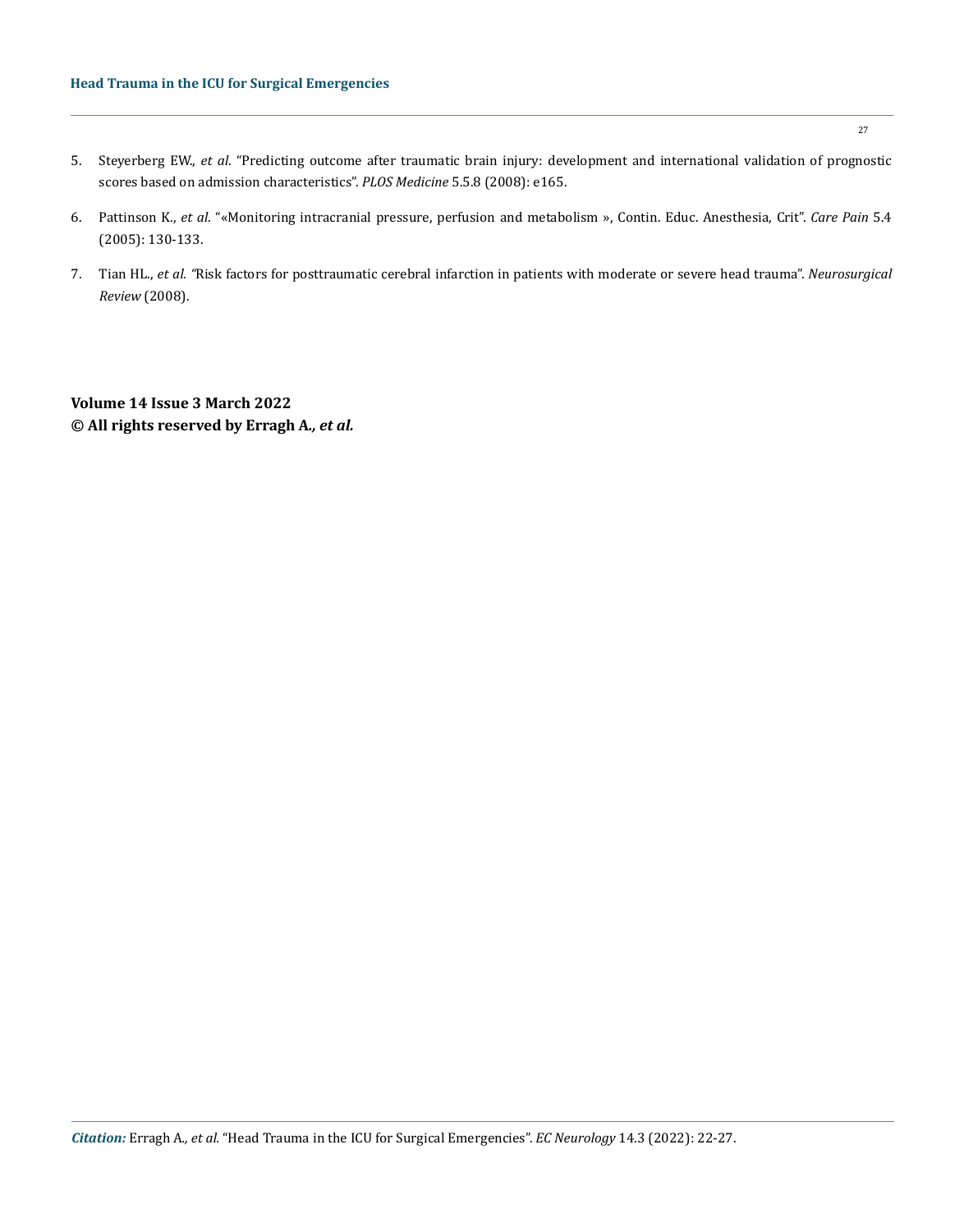5. Steyerberg EW., *et al*. "Predicting outcome after traumatic brain injury: development and international validation of prognostic scores based on admission characteristics". *PLOS Medicine* 5.5.8 (2008): e165.

6. Pattinson K., *et al*. "«Monitoring intracranial pressure, perfusion and metabolism », Contin. Educ. Anesthesia, Crit". *Care Pain* 5.4 (2005): 130-133.

7. Tian HL., *et al*. "Risk factors for posttraumatic cerebral infarction in patients with moderate or severe head trauma". *Neurosurgical Review* (2008).

**Volume 14 Issue 3 March 2022**
**© All rights reserved by Erragh A., *et al.***